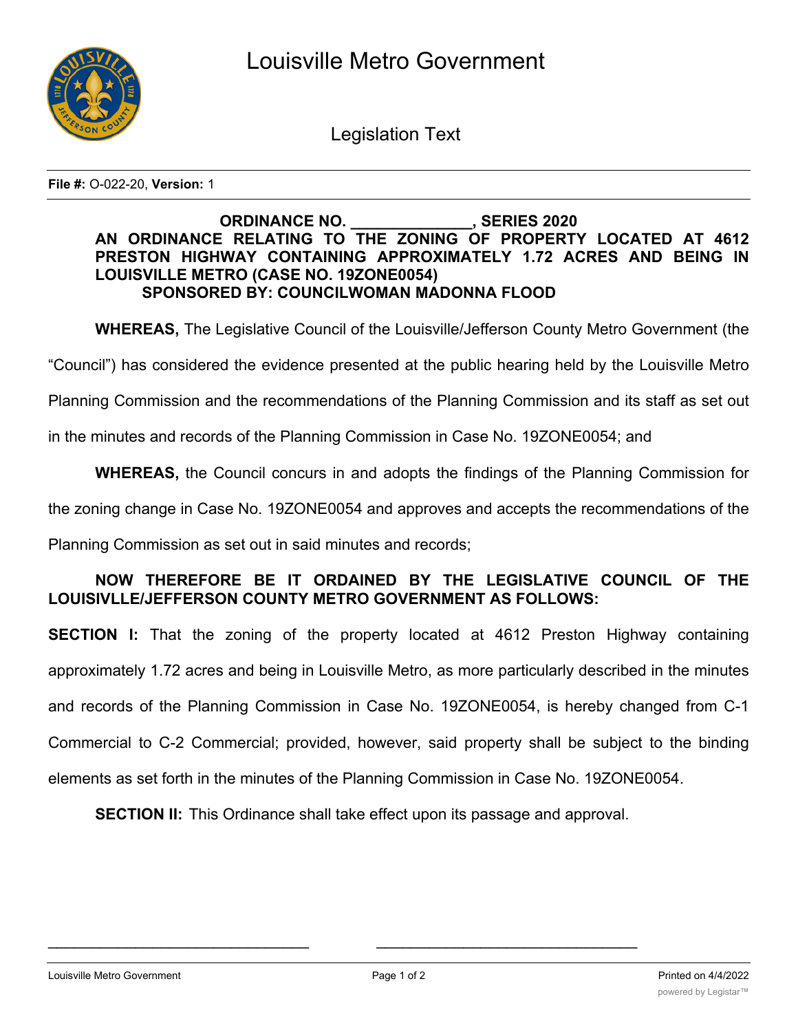# Louisville Metro Government

## Legislation Text

**File #:** O-022-20, **Version:** 1

**ORDINANCE NO. ______________, SERIES 2020**

**AN ORDINANCE RELATING TO THE ZONING OF PROPERTY LOCATED AT 4612 PRESTON HIGHWAY CONTAINING APPROXIMATELY 1.72 ACRES AND BEING IN LOUISVILLE METRO (CASE NO. 19ZONE0054)**

**SPONSORED BY: COUNCILWOMAN MADONNA FLOOD**

**WHEREAS,** The Legislative Council of the Louisville/Jefferson County Metro Government (the "Council") has considered the evidence presented at the public hearing held by the Louisville Metro Planning Commission and the recommendations of the Planning Commission and its staff as set out in the minutes and records of the Planning Commission in Case No. 19ZONE0054; and

**WHEREAS,** the Council concurs in and adopts the findings of the Planning Commission for the zoning change in Case No. 19ZONE0054 and approves and accepts the recommendations of the Planning Commission as set out in said minutes and records;

**NOW THEREFORE BE IT ORDAINED BY THE LEGISLATIVE COUNCIL OF THE LOUISIVLLE/JEFFERSON COUNTY METRO GOVERNMENT AS FOLLOWS:**

**SECTION I:** That the zoning of the property located at 4612 Preston Highway containing approximately 1.72 acres and being in Louisville Metro, as more particularly described in the minutes and records of the Planning Commission in Case No. 19ZONE0054, is hereby changed from C-1 Commercial to C-2 Commercial; provided, however, said property shall be subject to the binding elements as set forth in the minutes of the Planning Commission in Case No. 19ZONE0054.

**SECTION II:** This Ordinance shall take effect upon its passage and approval.

___________________________________ ___________________________________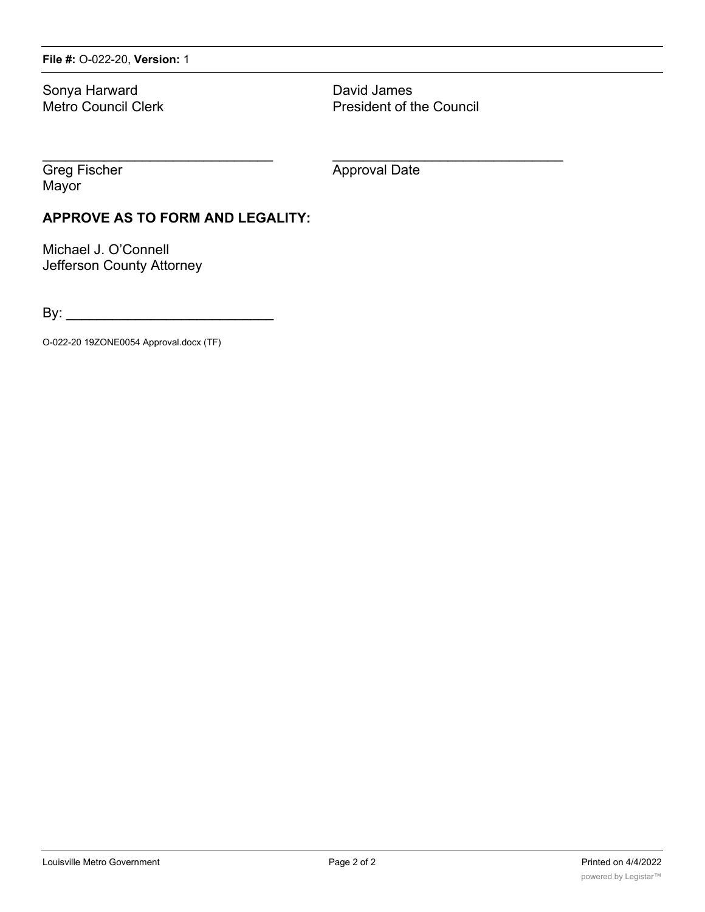Sonya Harward
Metro Council Clerk

David James
President of the Council

_______________________________
Greg Fischer
Mayor

_______________________________
Approval Date

**APPROVE AS TO FORM AND LEGALITY:**

Michael J. O'Connell
Jefferson County Attorney

By: ____________________________

O-022-20 19ZONE0054 Approval.docx (TF)